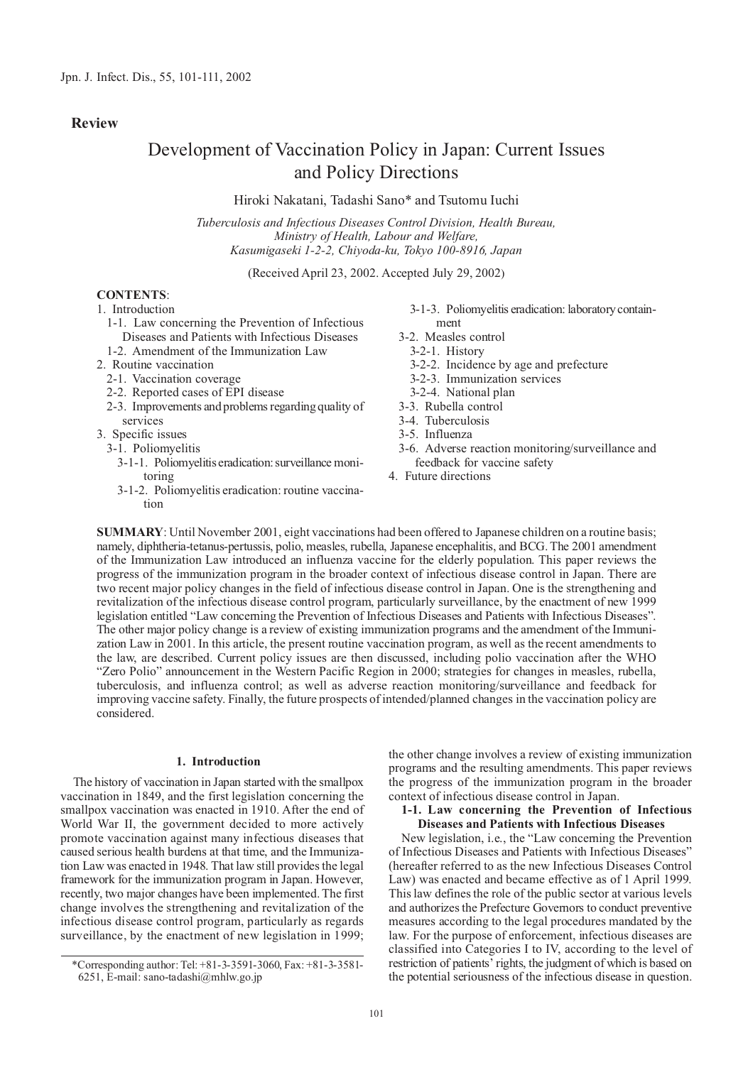Review

# Development of Vaccination Policy in Japan: Current Issues and Policy Directions

Hiroki Nakatani, Tadashi Sano* and Tsutomu Iuchi

*Tuberculosis and Infectious Diseases Control Division, Health Bureau, Ministry of Health, Labour and Welfare, Kasumigaseki 1-2-2, Chiyoda-ku, Tokyo 100-8916, Japan*

(Received April 23, 2002. Accepted July 29, 2002)

**CONTENTS**:

1. Introduction
   - 1-1. Law concerning the Prevention of Infectious Diseases and Patients with Infectious Diseases
   - 1-2. Amendment of the Immunization Law
2. Routine vaccination
   - 2-1. Vaccination coverage
   - 2-2. Reported cases of EPI disease
   - 2-3. Improvements and problems regarding quality of services
3. Specific issues
   - 3-1. Poliomyelitis
     - 3-1-1. Poliomyelitis eradication: surveillance monitoring
     - 3-1-2. Poliomyelitis eradication: routine vaccination
     - 3-1-3. Poliomyelitis eradication: laboratory containment
   - 3-2. Measles control
     - 3-2-1. History
     - 3-2-2. Incidence by age and prefecture
     - 3-2-3. Immunization services
     - 3-2-4. National plan
   - 3-3. Rubella control
   - 3-4. Tuberculosis
   - 3-5. Influenza
   - 3-6. Adverse reaction monitoring/surveillance and feedback for vaccine safety
4. Future directions

**SUMMARY**: Until November 2001, eight vaccinations had been offered to Japanese children on a routine basis; namely, diphtheria-tetanus-pertussis, polio, measles, rubella, Japanese encephalitis, and BCG. The 2001 amendment of the Immunization Law introduced an influenza vaccine for the elderly population. This paper reviews the progress of the immunization program in the broader context of infectious disease control in Japan. There are two recent major policy changes in the field of infectious disease control in Japan. One is the strengthening and revitalization of the infectious disease control program, particularly surveillance, by the enactment of new 1999 legislation entitled "Law concerning the Prevention of Infectious Diseases and Patients with Infectious Diseases". The other major policy change is a review of existing immunization programs and the amendment of the Immunization Law in 2001. In this article, the present routine vaccination program, as well as the recent amendments to the law, are described. Current policy issues are then discussed, including polio vaccination after the WHO "Zero Polio" announcement in the Western Pacific Region in 2000; strategies for changes in measles, rubella, tuberculosis, and influenza control; as well as adverse reaction monitoring/surveillance and feedback for improving vaccine safety. Finally, the future prospects of intended/planned changes in the vaccination policy are considered.

## 1. Introduction

The history of vaccination in Japan started with the smallpox vaccination in 1849, and the first legislation concerning the smallpox vaccination was enacted in 1910. After the end of World War II, the government decided to more actively promote vaccination against many infectious diseases that caused serious health burdens at that time, and the Immunization Law was enacted in 1948. That law still provides the legal framework for the immunization program in Japan. However, recently, two major changes have been implemented. The first change involves the strengthening and revitalization of the infectious disease control program, particularly as regards surveillance, by the enactment of new legislation in 1999; the other change involves a review of existing immunization programs and the resulting amendments. This paper reviews the progress of the immunization program in the broader context of infectious disease control in Japan.

### 1-1. Law concerning the Prevention of Infectious Diseases and Patients with Infectious Diseases

New legislation, i.e., the "Law concerning the Prevention of Infectious Diseases and Patients with Infectious Diseases" (hereafter referred to as the new Infectious Diseases Control Law) was enacted and became effective as of 1 April 1999. This law defines the role of the public sector at various levels and authorizes the Prefecture Governors to conduct preventive measures according to the legal procedures mandated by the law. For the purpose of enforcement, infectious diseases are classified into Categories I to IV, according to the level of restriction of patients' rights, the judgment of which is based on the potential seriousness of the infectious disease in question.

*Corresponding author: Tel: +81-3-3591-3060, Fax: +81-3-3581-6251, E-mail: sano-tadashi@mhlw.go.jp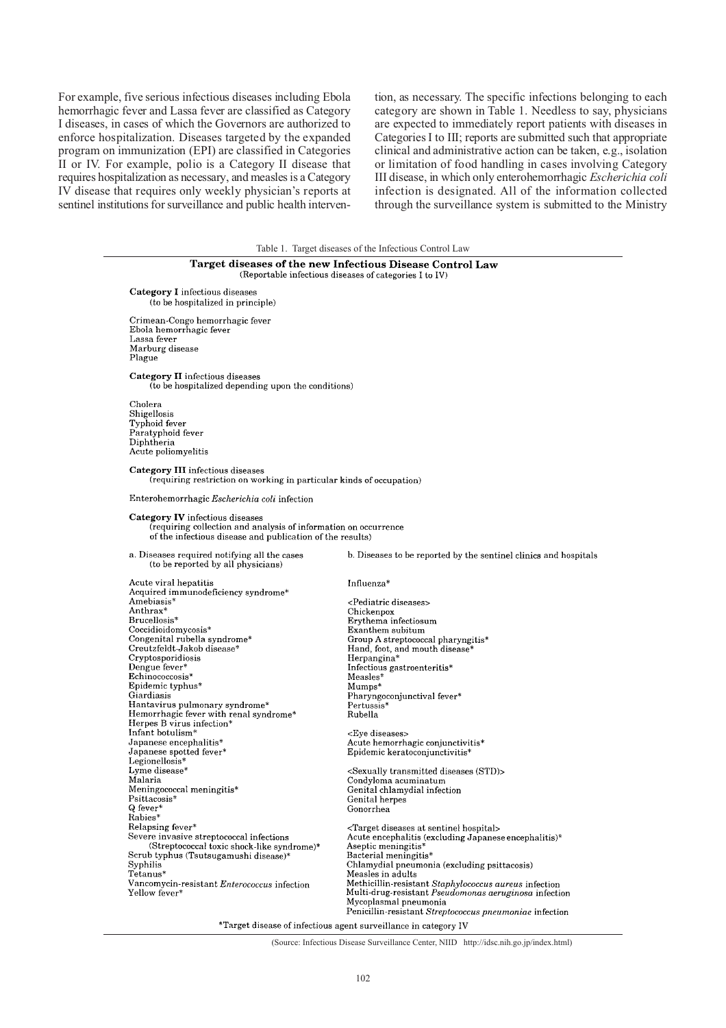For example, five serious infectious diseases including Ebola hemorrhagic fever and Lassa fever are classified as Category I diseases, in cases of which the Governors are authorized to enforce hospitalization. Diseases targeted by the expanded program on immunization (EPI) are classified in Categories II or IV. For example, polio is a Category II disease that requires hospitalization as necessary, and measles is a Category IV disease that requires only weekly physician's reports at sentinel institutions for surveillance and public health intervention, as necessary. The specific infections belonging to each category are shown in Table 1. Needless to say, physicians are expected to immediately report patients with diseases in Categories I to III; reports are submitted such that appropriate clinical and administrative action can be taken, e.g., isolation or limitation of food handling in cases involving Category III disease, in which only enterohemorrhagic *Escherichia coli* infection is designated. All of the information collected through the surveillance system is submitted to the Ministry

Table 1. Target diseases of the Infectious Control Law

**Target diseases of the new Infectious Disease Control Law**
(Reportable infectious diseases of categories I to IV)

**Category I** infectious diseases
(to be hospitalized in principle)

Crimean-Congo hemorrhagic fever
Ebola hemorrhagic fever
Lassa fever
Marburg disease
Plague

**Category II** infectious diseases
(to be hospitalized depending upon the conditions)

Cholera
Shigellosis
Typhoid fever
Paratyphoid fever
Diphtheria
Acute poliomyelitis

**Category III** infectious diseases
(requiring restriction on working in particular kinds of occupation)

Enterohemorrhagic *Escherichia coli* infection

**Category IV** infectious diseases
(requiring collection and analysis of information on occurrence of the infectious disease and publication of the results)

| a. Diseases required notifying all the cases (to be reported by all physicians) | b. Diseases to be reported by the sentinel clinics and hospitals |
|---|---|
| Acute viral hepatitis | Influenza* |
| Acquired immunodeficiency syndrome* | |
| Amebiasis* | <Pediatric diseases> |
| Anthrax* | Chickenpox |
| Brucellosis* | Erythema infectiosum |
| Coccidioidomycosis* | Exanthem subitum |
| Congenital rubella syndrome* | Group A streptococcal pharyngitis* |
| Creutzfeldt-Jakob disease* | Hand, foot, and mouth disease* |
| Cryptosporidiosis | Herpangina* |
| Dengue fever* | Infectious gastroenteritis* |
| Echinococcosis* | Measles* |
| Epidemic typhus* | Mumps* |
| Giardiasis | Pharyngoconjunctival fever* |
| Hantavirus pulmonary syndrome* | Pertussis* |
| Hemorrhagic fever with renal syndrome* | Rubella |
| Herpes B virus infection* | |
| Infant botulism* | <Eye diseases> |
| Japanese encephalitis* | Acute hemorrhagic conjunctivitis* |
| Japanese spotted fever* | Epidemic keratoconjunctivitis* |
| Legionellosis* | |
| Lyme disease* | <Sexually transmitted diseases (STD)> |
| Malaria | Condyloma acuminatum |
| Meningococcal meningitis* | Genital chlamydial infection |
| Psittacosis* | Genital herpes |
| Q fever* | Gonorrhea |
| Rabies* | |
| Relapsing fever* | <Target diseases at sentinel hospital> |
| Severe invasive streptococcal infections (Streptococcal toxic shock-like syndrome)* | Acute encephalitis (excluding Japanese encephalitis)* |
| | Aseptic meningitis* |
| Scrub typhus (Tsutsugamushi disease)* | Bacterial meningitis* |
| Syphilis | Chlamydial pneumonia (excluding psittacosis) |
| Tetanus* | Measles in adults |
| Vancomycin-resistant *Enterococcus* infection | Methicillin-resistant *Staphylococcus aureus* infection |
| Yellow fever* | Multi-drug-resistant *Pseudomonas aeruginosa* infection |
| | Mycoplasmal pneumonia |
| | Penicillin-resistant *Streptococcus pneumoniae* infection |

*Target disease of infectious agent surveillance in category IV

(Source: Infectious Disease Surveillance Center, NIID http://idsc.nih.go.jp/index.html)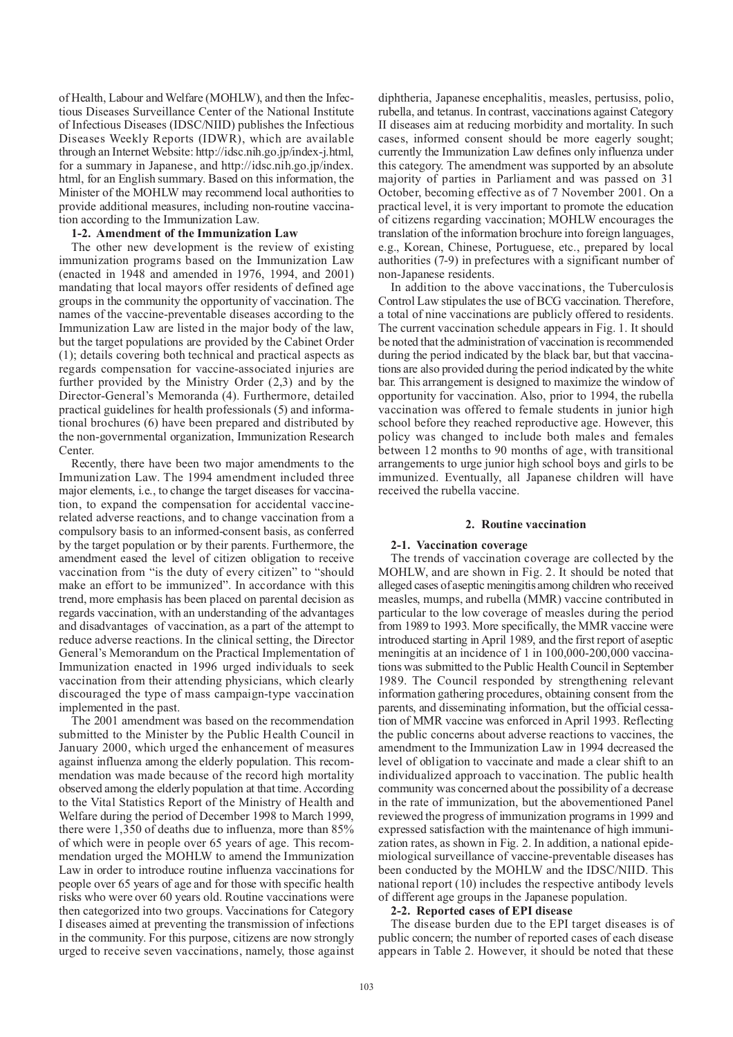of Health, Labour and Welfare (MOHLW), and then the Infectious Diseases Surveillance Center of the National Institute of Infectious Diseases (IDSC/NIID) publishes the Infectious Diseases Weekly Reports (IDWR), which are available through an Internet Website: http://idsc.nih.go.jp/index-j.html, for a summary in Japanese, and http://idsc.nih.go.jp/index.html, for an English summary. Based on this information, the Minister of the MOHLW may recommend local authorities to provide additional measures, including non-routine vaccination according to the Immunization Law.

**1-2. Amendment of the Immunization Law**

The other new development is the review of existing immunization programs based on the Immunization Law (enacted in 1948 and amended in 1976, 1994, and 2001) mandating that local mayors offer residents of defined age groups in the community the opportunity of vaccination. The names of the vaccine-preventable diseases according to the Immunization Law are listed in the major body of the law, but the target populations are provided by the Cabinet Order (1); details covering both technical and practical aspects as regards compensation for vaccine-associated injuries are further provided by the Ministry Order (2,3) and by the Director-General's Memoranda (4). Furthermore, detailed practical guidelines for health professionals (5) and informational brochures (6) have been prepared and distributed by the non-governmental organization, Immunization Research Center.

Recently, there have been two major amendments to the Immunization Law. The 1994 amendment included three major elements, i.e., to change the target diseases for vaccination, to expand the compensation for accidental vaccine-related adverse reactions, and to change vaccination from a compulsory basis to an informed-consent basis, as conferred by the target population or by their parents. Furthermore, the amendment eased the level of citizen obligation to receive vaccination from "is the duty of every citizen" to "should make an effort to be immunized". In accordance with this trend, more emphasis has been placed on parental decision as regards vaccination, with an understanding of the advantages and disadvantages of vaccination, as a part of the attempt to reduce adverse reactions. In the clinical setting, the Director General's Memorandum on the Practical Implementation of Immunization enacted in 1996 urged individuals to seek vaccination from their attending physicians, which clearly discouraged the type of mass campaign-type vaccination implemented in the past.

The 2001 amendment was based on the recommendation submitted to the Minister by the Public Health Council in January 2000, which urged the enhancement of measures against influenza among the elderly population. This recommendation was made because of the record high mortality observed among the elderly population at that time. According to the Vital Statistics Report of the Ministry of Health and Welfare during the period of December 1998 to March 1999, there were 1,350 of deaths due to influenza, more than 85% of which were in people over 65 years of age. This recommendation urged the MOHLW to amend the Immunization Law in order to introduce routine influenza vaccinations for people over 65 years of age and for those with specific health risks who were over 60 years old. Routine vaccinations were then categorized into two groups. Vaccinations for Category I diseases aimed at preventing the transmission of infections in the community. For this purpose, citizens are now strongly urged to receive seven vaccinations, namely, those against diphtheria, Japanese encephalitis, measles, pertusiss, polio, rubella, and tetanus. In contrast, vaccinations against Category II diseases aim at reducing morbidity and mortality. In such cases, informed consent should be more eagerly sought; currently the Immunization Law defines only influenza under this category. The amendment was supported by an absolute majority of parties in Parliament and was passed on 31 October, becoming effective as of 7 November 2001. On a practical level, it is very important to promote the education of citizens regarding vaccination; MOHLW encourages the translation of the information brochure into foreign languages, e.g., Korean, Chinese, Portuguese, etc., prepared by local authorities (7-9) in prefectures with a significant number of non-Japanese residents.

In addition to the above vaccinations, the Tuberculosis Control Law stipulates the use of BCG vaccination. Therefore, a total of nine vaccinations are publicly offered to residents. The current vaccination schedule appears in Fig. 1. It should be noted that the administration of vaccination is recommended during the period indicated by the black bar, but that vaccinations are also provided during the period indicated by the white bar. This arrangement is designed to maximize the window of opportunity for vaccination. Also, prior to 1994, the rubella vaccination was offered to female students in junior high school before they reached reproductive age. However, this policy was changed to include both males and females between 12 months to 90 months of age, with transitional arrangements to urge junior high school boys and girls to be immunized. Eventually, all Japanese children will have received the rubella vaccine.

## 2. Routine vaccination

**2-1. Vaccination coverage**

The trends of vaccination coverage are collected by the MOHLW, and are shown in Fig. 2. It should be noted that alleged cases of aseptic meningitis among children who received measles, mumps, and rubella (MMR) vaccine contributed in particular to the low coverage of measles during the period from 1989 to 1993. More specifically, the MMR vaccine were introduced starting in April 1989, and the first report of aseptic meningitis at an incidence of 1 in 100,000-200,000 vaccinations was submitted to the Public Health Council in September 1989. The Council responded by strengthening relevant information gathering procedures, obtaining consent from the parents, and disseminating information, but the official cessation of MMR vaccine was enforced in April 1993. Reflecting the public concerns about adverse reactions to vaccines, the amendment to the Immunization Law in 1994 decreased the level of obligation to vaccinate and made a clear shift to an individualized approach to vaccination. The public health community was concerned about the possibility of a decrease in the rate of immunization, but the abovementioned Panel reviewed the progress of immunization programs in 1999 and expressed satisfaction with the maintenance of high immunization rates, as shown in Fig. 2. In addition, a national epidemiological surveillance of vaccine-preventable diseases has been conducted by the MOHLW and the IDSC/NIID. This national report (10) includes the respective antibody levels of different age groups in the Japanese population.

**2-2. Reported cases of EPI disease**

The disease burden due to the EPI target diseases is of public concern; the number of reported cases of each disease appears in Table 2. However, it should be noted that these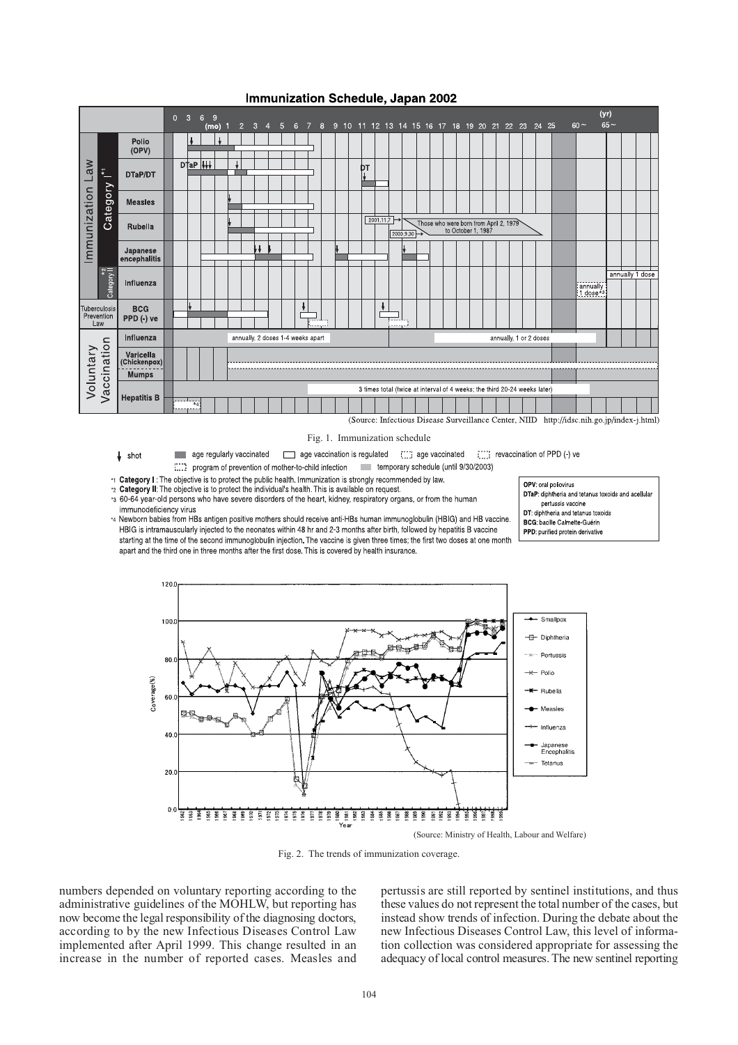**Immunization Schedule, Japan 2002**

(Source: Infectious Disease Surveillance Center, NIID http://idsc.nih.go.jp/index-j.html)

Fig. 1. Immunization schedule

↓ shot ■ age regularly vaccinated □ age vaccination is regulated ⬚ age vaccinated ⬚ revaccination of PPD (-) ve
⬚ program of prevention of mother-to-child infection ■ temporary schedule (until 9/30/2003)

*1 **Category I** : The objective is to protect the public health. Immunization is strongly recommended by law.
*2 **Category II**: The objective is to protect the individual's health. This is available on request.
*3 60-64 year-old persons who have severe disorders of the heart, kidney, respiratory organs, or from the human immunodeficiency virus
*4 Newborn babies from HBs antigen positive mothers should receive anti-HBs human immunoglobulin (HBIG) and HB vaccine. HBIG is intramuscularly injected to the neonates within 48 hr and 2-3 months after birth, followed by hepatitis B vaccine starting at the time of the second immunoglobulin injection. The vaccine is given three times; the first two doses at one month apart and the third one in three months after the first dose. This is covered by health insurance.

**OPV**: oral poliovirus
**DTaP**: diphtheria and tetanus toxoids and acellular pertussis vaccine
**DT**: diphtheria and tetanus toxoids
**BCG**: bacille Calmette-Guérin
**PPD**: purified protein derivative

(Source: Ministry of Health, Labour and Welfare)

Fig. 2. The trends of immunization coverage.

numbers depended on voluntary reporting according to the administrative guidelines of the MOHLW, but reporting has now become the legal responsibility of the diagnosing doctors, according to by the new Infectious Diseases Control Law implemented after April 1999. This change resulted in an increase in the number of reported cases. Measles and pertussis are still reported by sentinel institutions, and thus these values do not represent the total number of the cases, but instead show trends of infection. During the debate about the new Infectious Diseases Control Law, this level of information collection was considered appropriate for assessing the adequacy of local control measures. The new sentinel reporting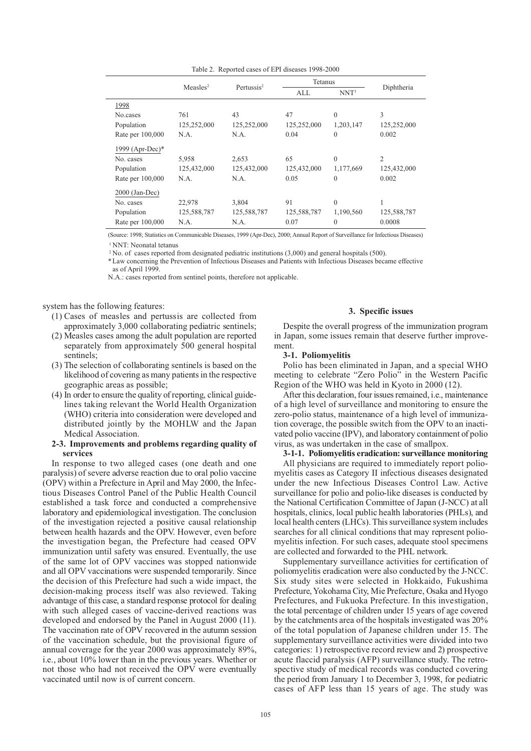Table 2. Reported cases of EPI diseases 1998-2000

| | Measles[2] | Pertussis[2] | Tetanus | | Diphtheria |
|---|---|---|---|---|---|
| | | | ALL | NNT[1] | |
| 1998 | | | | | |
| No.cases | 761 | 43 | 47 | 0 | 3 |
| Population | 125,252,000 | 125,252,000 | 125,252,000 | 1,203,147 | 125,252,000 |
| Rate per 100,000 | N.A. | N.A. | 0.04 | 0 | 0.002 |
| 1999 (Apr-Dec)* | | | | | |
| No. cases | 5,958 | 2,653 | 65 | 0 | 2 |
| Population | 125,432,000 | 125,432,000 | 125,432,000 | 1,177,669 | 125,432,000 |
| Rate per 100,000 | N.A. | N.A. | 0.05 | 0 | 0.002 |
| 2000 (Jan-Dec) | | | | | |
| No. cases | 22,978 | 3,804 | 91 | 0 | 1 |
| Population | 125,588,787 | 125,588,787 | 125,588,787 | 1,190,560 | 125,588,787 |
| Rate per 100,000 | N.A. | N.A. | 0.07 | 0 | 0.0008 |

(Source: 1998; Statistics on Communicable Diseases, 1999 (Apr-Dec), 2000; Annual Report of Surveillance for Infectious Diseases)

[1] NNT: Neonatal tetanus

[2] No. of cases reported from designated pediatric institutions (3,000) and general hospitals (500).

* Law concerning the Prevention of Infectious Diseases and Patients with Infectious Diseases became effective as of April 1999.

N.A.: cases reported from sentinel points, therefore not applicable.

system has the following features:

(1) Cases of measles and pertussis are collected from approximately 3,000 collaborating pediatric sentinels;
(2) Measles cases among the adult population are reported separately from approximately 500 general hospital sentinels;
(3) The selection of collaborating sentinels is based on the likelihood of covering as many patients in the respective geographic areas as possible;
(4) In order to ensure the quality of reporting, clinical guidelines taking relevant the World Health Organization (WHO) criteria into consideration were developed and distributed jointly by the MOHLW and the Japan Medical Association.

### 2-3. Improvements and problems regarding quality of services

In response to two alleged cases (one death and one paralysis) of severe adverse reaction due to oral polio vaccine (OPV) within a Prefecture in April and May 2000, the Infectious Diseases Control Panel of the Public Health Council established a task force and conducted a comprehensive laboratory and epidemiological investigation. The conclusion of the investigation rejected a positive causal relationship between health hazards and the OPV. However, even before the investigation began, the Prefecture had ceased OPV immunization until safety was ensured. Eventually, the use of the same lot of OPV vaccines was stopped nationwide and all OPV vaccinations were suspended temporarily. Since the decision of this Prefecture had such a wide impact, the decision-making process itself was also reviewed. Taking advantage of this case, a standard response protocol for dealing with such alleged cases of vaccine-derived reactions was developed and endorsed by the Panel in August 2000 (11). The vaccination rate of OPV recovered in the autumn session of the vaccination schedule, but the provisional figure of annual coverage for the year 2000 was approximately 89%, i.e., about 10% lower than in the previous years. Whether or not those who had not received the OPV were eventually vaccinated until now is of current concern.

## 3. Specific issues

Despite the overall progress of the immunization program in Japan, some issues remain that deserve further improvement.

### 3-1. Poliomyelitis

Polio has been eliminated in Japan, and a special WHO meeting to celebrate "Zero Polio" in the Western Pacific Region of the WHO was held in Kyoto in 2000 (12).

After this declaration, four issues remained, i.e., maintenance of a high level of surveillance and monitoring to ensure the zero-polio status, maintenance of a high level of immunization coverage, the possible switch from the OPV to an inactivated polio vaccine (IPV), and laboratory containment of polio virus, as was undertaken in the case of smallpox.

#### 3-1-1. Poliomyelitis eradication: surveillance monitoring

All physicians are required to immediately report poliomyelitis cases as Category II infectious diseases designated under the new Infectious Diseases Control Law. Active surveillance for polio and polio-like diseases is conducted by the National Certification Committee of Japan (J-NCC) at all hospitals, clinics, local public health laboratories (PHLs), and local health centers (LHCs). This surveillance system includes searches for all clinical conditions that may represent poliomyelitis infection. For such cases, adequate stool specimens are collected and forwarded to the PHL network.

Supplementary surveillance activities for certification of poliomyelitis eradication were also conducted by the J-NCC. Six study sites were selected in Hokkaido, Fukushima Prefecture, Yokohama City, Mie Prefecture, Osaka and Hyogo Prefectures, and Fukuoka Prefecture. In this investigation, the total percentage of children under 15 years of age covered by the catchments area of the hospitals investigated was 20% of the total population of Japanese children under 15. The supplementary surveillance activities were divided into two categories: 1) retrospective record review and 2) prospective acute flaccid paralysis (AFP) surveillance study. The retrospective study of medical records was conducted covering the period from January 1 to December 3, 1998, for pediatric cases of AFP less than 15 years of age. The study was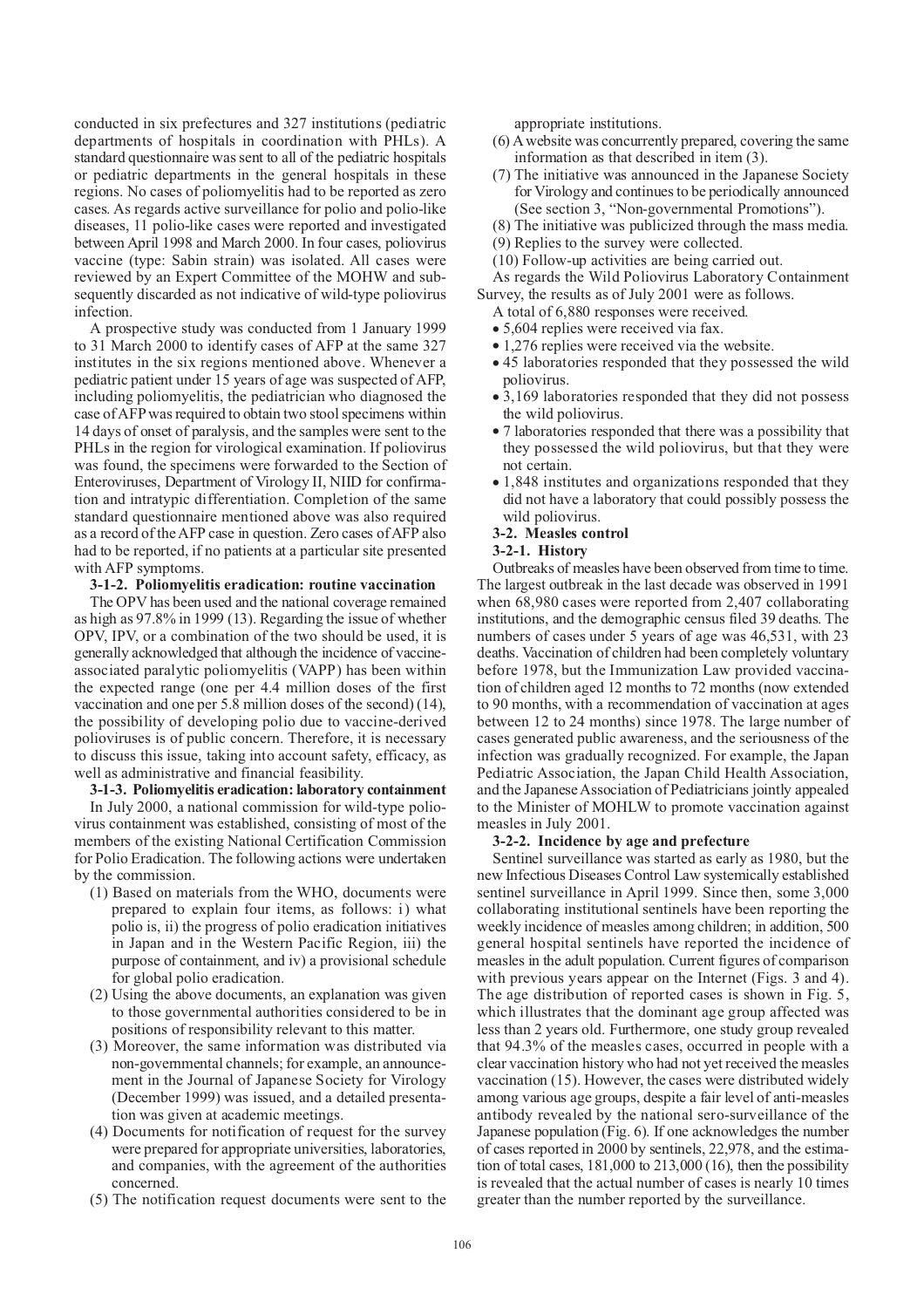conducted in six prefectures and 327 institutions (pediatric departments of hospitals in coordination with PHLs). A standard questionnaire was sent to all of the pediatric hospitals or pediatric departments in the general hospitals in these regions. No cases of poliomyelitis had to be reported as zero cases. As regards active surveillance for polio and polio-like diseases, 11 polio-like cases were reported and investigated between April 1998 and March 2000. In four cases, poliovirus vaccine (type: Sabin strain) was isolated. All cases were reviewed by an Expert Committee of the MOHW and subsequently discarded as not indicative of wild-type poliovirus infection.

A prospective study was conducted from 1 January 1999 to 31 March 2000 to identify cases of AFP at the same 327 institutes in the six regions mentioned above. Whenever a pediatric patient under 15 years of age was suspected of AFP, including poliomyelitis, the pediatrician who diagnosed the case of AFP was required to obtain two stool specimens within 14 days of onset of paralysis, and the samples were sent to the PHLs in the region for virological examination. If poliovirus was found, the specimens were forwarded to the Section of Enteroviruses, Department of Virology II, NIID for confirmation and intratypic differentiation. Completion of the same standard questionnaire mentioned above was also required as a record of the AFP case in question. Zero cases of AFP also had to be reported, if no patients at a particular site presented with AFP symptoms.

**3-1-2. Poliomyelitis eradication: routine vaccination**

The OPV has been used and the national coverage remained as high as 97.8% in 1999 (13). Regarding the issue of whether OPV, IPV, or a combination of the two should be used, it is generally acknowledged that although the incidence of vaccine-associated paralytic poliomyelitis (VAPP) has been within the expected range (one per 4.4 million doses of the first vaccination and one per 5.8 million doses of the second) (14), the possibility of developing polio due to vaccine-derived polioviruses is of public concern. Therefore, it is necessary to discuss this issue, taking into account safety, efficacy, as well as administrative and financial feasibility.

**3-1-3. Poliomyelitis eradication: laboratory containment**

In July 2000, a national commission for wild-type poliovirus containment was established, consisting of most of the members of the existing National Certification Commission for Polio Eradication. The following actions were undertaken by the commission.

(1) Based on materials from the WHO, documents were prepared to explain four items, as follows: i) what polio is, ii) the progress of polio eradication initiatives in Japan and in the Western Pacific Region, iii) the purpose of containment, and iv) a provisional schedule for global polio eradication.
(2) Using the above documents, an explanation was given to those governmental authorities considered to be in positions of responsibility relevant to this matter.
(3) Moreover, the same information was distributed via non-governmental channels; for example, an announcement in the Journal of Japanese Society for Virology (December 1999) was issued, and a detailed presentation was given at academic meetings.
(4) Documents for notification of request for the survey were prepared for appropriate universities, laboratories, and companies, with the agreement of the authorities concerned.
(5) The notification request documents were sent to the appropriate institutions.
(6) A website was concurrently prepared, covering the same information as that described in item (3).
(7) The initiative was announced in the Japanese Society for Virology and continues to be periodically announced (See section 3, "Non-governmental Promotions").
(8) The initiative was publicized through the mass media.
(9) Replies to the survey were collected.
(10) Follow-up activities are being carried out.

As regards the Wild Poliovirus Laboratory Containment Survey, the results as of July 2001 were as follows.

A total of 6,880 responses were received.

- 5,604 replies were received via fax.
- 1,276 replies were received via the website.
- 45 laboratories responded that they possessed the wild poliovirus.
- 3,169 laboratories responded that they did not possess the wild poliovirus.
- 7 laboratories responded that there was a possibility that they possessed the wild poliovirus, but that they were not certain.
- 1,848 institutes and organizations responded that they did not have a laboratory that could possibly possess the wild poliovirus.

**3-2. Measles control**

**3-2-1. History**

Outbreaks of measles have been observed from time to time. The largest outbreak in the last decade was observed in 1991 when 68,980 cases were reported from 2,407 collaborating institutions, and the demographic census filed 39 deaths. The numbers of cases under 5 years of age was 46,531, with 23 deaths. Vaccination of children had been completely voluntary before 1978, but the Immunization Law provided vaccination of children aged 12 months to 72 months (now extended to 90 months, with a recommendation of vaccination at ages between 12 to 24 months) since 1978. The large number of cases generated public awareness, and the seriousness of the infection was gradually recognized. For example, the Japan Pediatric Association, the Japan Child Health Association, and the Japanese Association of Pediatricians jointly appealed to the Minister of MOHLW to promote vaccination against measles in July 2001.

**3-2-2. Incidence by age and prefecture**

Sentinel surveillance was started as early as 1980, but the new Infectious Diseases Control Law systemically established sentinel surveillance in April 1999. Since then, some 3,000 collaborating institutional sentinels have been reporting the weekly incidence of measles among children; in addition, 500 general hospital sentinels have reported the incidence of measles in the adult population. Current figures of comparison with previous years appear on the Internet (Figs. 3 and 4). The age distribution of reported cases is shown in Fig. 5, which illustrates that the dominant age group affected was less than 2 years old. Furthermore, one study group revealed that 94.3% of the measles cases, occurred in people with a clear vaccination history who had not yet received the measles vaccination (15). However, the cases were distributed widely among various age groups, despite a fair level of anti-measles antibody revealed by the national sero-surveillance of the Japanese population (Fig. 6). If one acknowledges the number of cases reported in 2000 by sentinels, 22,978, and the estimation of total cases, 181,000 to 213,000 (16), then the possibility is revealed that the actual number of cases is nearly 10 times greater than the number reported by the surveillance.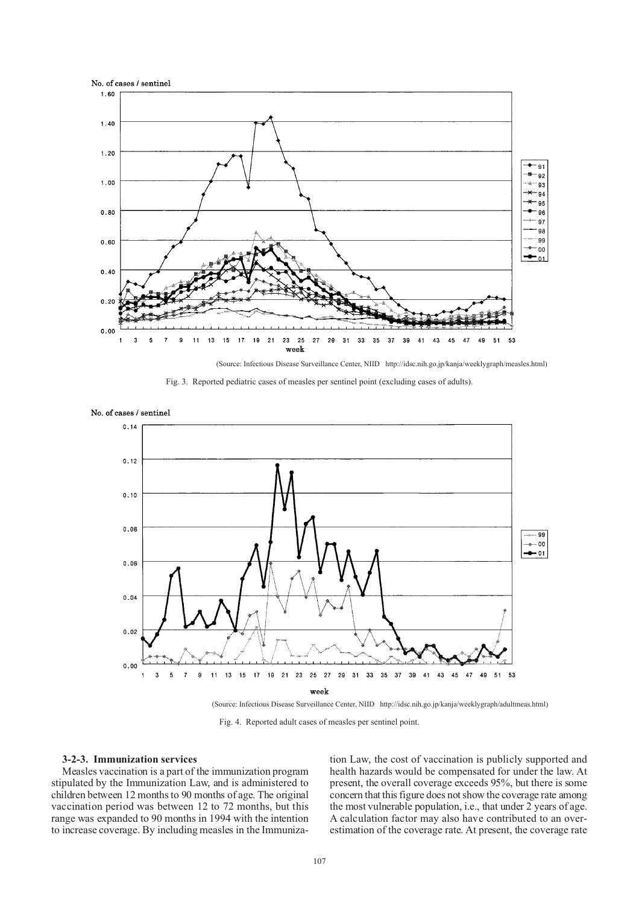(Source: Infectious Disease Surveillance Center, NIID http://idsc.nih.go.jp/kanja/weeklygraph/measles.html)

Fig. 3. Reported pediatric cases of measles per sentinel point (excluding cases of adults).

(Source: Infectious Disease Surveillance Center, NIID http://idsc.nih.go.jp/kanja/weeklygraph/adultmeas.html)

Fig. 4. Reported adult cases of measles per sentinel point.

### 3-2-3. Immunization services

Measles vaccination is a part of the immunization program stipulated by the Immunization Law, and is administered to children between 12 months to 90 months of age. The original vaccination period was between 12 to 72 months, but this range was expanded to 90 months in 1994 with the intention to increase coverage. By including measles in the Immunization Law, the cost of vaccination is publicly supported and health hazards would be compensated for under the law. At present, the overall coverage exceeds 95%, but there is some concern that this figure does not show the coverage rate among the most vulnerable population, i.e., that under 2 years of age. A calculation factor may also have contributed to an over-estimation of the coverage rate. At present, the coverage rate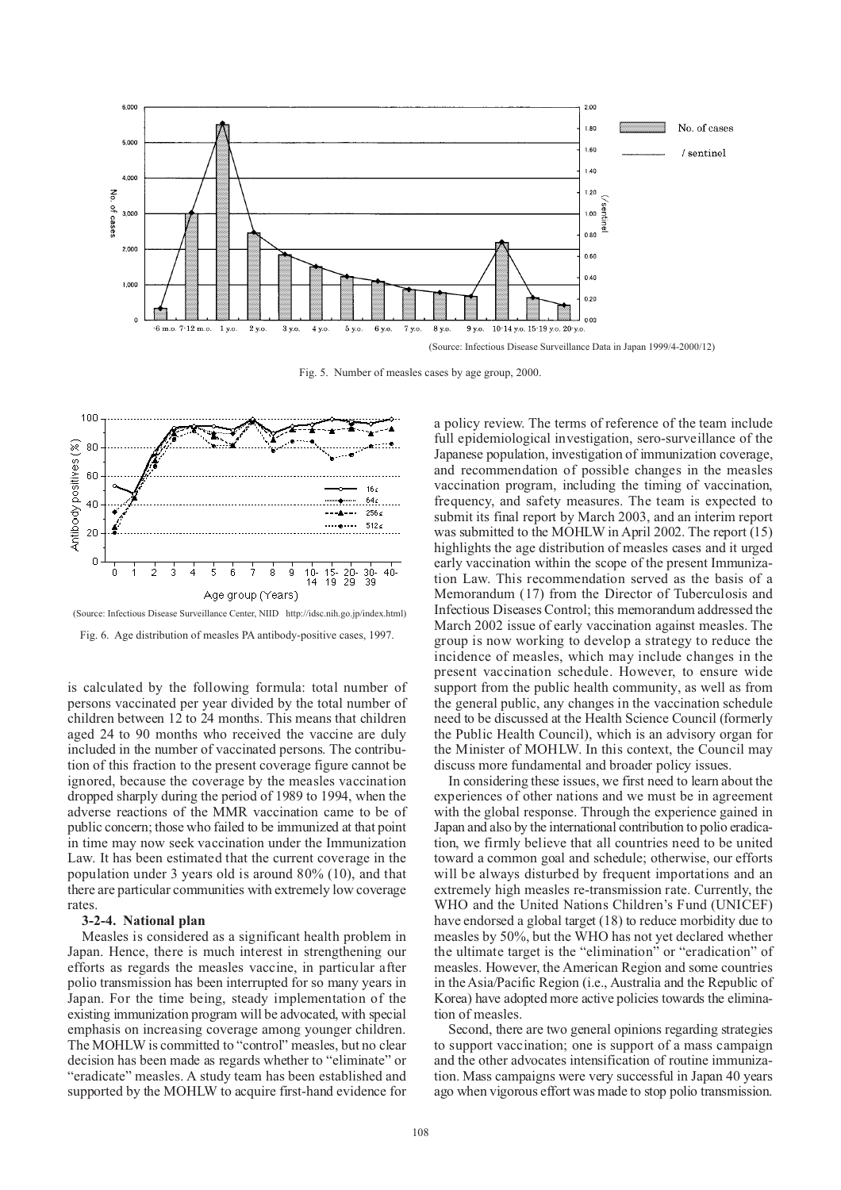(Source: Infectious Disease Surveillance Data in Japan 1999/4-2000/12)

Fig. 5. Number of measles cases by age group, 2000.

(Source: Infectious Disease Surveillance Center, NIID http://idsc.nih.go.jp/index.html)

Fig. 6. Age distribution of measles PA antibody-positive cases, 1997.

is calculated by the following formula: total number of persons vaccinated per year divided by the total number of children between 12 to 24 months. This means that children aged 24 to 90 months who received the vaccine are duly included in the number of vaccinated persons. The contribution of this fraction to the present coverage figure cannot be ignored, because the coverage by the measles vaccination dropped sharply during the period of 1989 to 1994, when the adverse reactions of the MMR vaccination came to be of public concern; those who failed to be immunized at that point in time may now seek vaccination under the Immunization Law. It has been estimated that the current coverage in the population under 3 years old is around 80% (10), and that there are particular communities with extremely low coverage rates.

**3-2-4. National plan**

Measles is considered as a significant health problem in Japan. Hence, there is much interest in strengthening our efforts as regards the measles vaccine, in particular after polio transmission has been interrupted for so many years in Japan. For the time being, steady implementation of the existing immunization program will be advocated, with special emphasis on increasing coverage among younger children. The MOHLW is committed to "control" measles, but no clear decision has been made as regards whether to "eliminate" or "eradicate" measles. A study team has been established and supported by the MOHLW to acquire first-hand evidence for a policy review. The terms of reference of the team include full epidemiological investigation, sero-surveillance of the Japanese population, investigation of immunization coverage, and recommendation of possible changes in the measles vaccination program, including the timing of vaccination, frequency, and safety measures. The team is expected to submit its final report by March 2003, and an interim report was submitted to the MOHLW in April 2002. The report (15) highlights the age distribution of measles cases and it urged early vaccination within the scope of the present Immunization Law. This recommendation served as the basis of a Memorandum (17) from the Director of Tuberculosis and Infectious Diseases Control; this memorandum addressed the March 2002 issue of early vaccination against measles. The group is now working to develop a strategy to reduce the incidence of measles, which may include changes in the present vaccination schedule. However, to ensure wide support from the public health community, as well as from the general public, any changes in the vaccination schedule need to be discussed at the Health Science Council (formerly the Public Health Council), which is an advisory organ for the Minister of MOHLW. In this context, the Council may discuss more fundamental and broader policy issues.

In considering these issues, we first need to learn about the experiences of other nations and we must be in agreement with the global response. Through the experience gained in Japan and also by the international contribution to polio eradication, we firmly believe that all countries need to be united toward a common goal and schedule; otherwise, our efforts will be always disturbed by frequent importations and an extremely high measles re-transmission rate. Currently, the WHO and the United Nations Children's Fund (UNICEF) have endorsed a global target (18) to reduce morbidity due to measles by 50%, but the WHO has not yet declared whether the ultimate target is the "elimination" or "eradication" of measles. However, the American Region and some countries in the Asia/Pacific Region (i.e., Australia and the Republic of Korea) have adopted more active policies towards the elimination of measles.

Second, there are two general opinions regarding strategies to support vaccination; one is support of a mass campaign and the other advocates intensification of routine immunization. Mass campaigns were very successful in Japan 40 years ago when vigorous effort was made to stop polio transmission.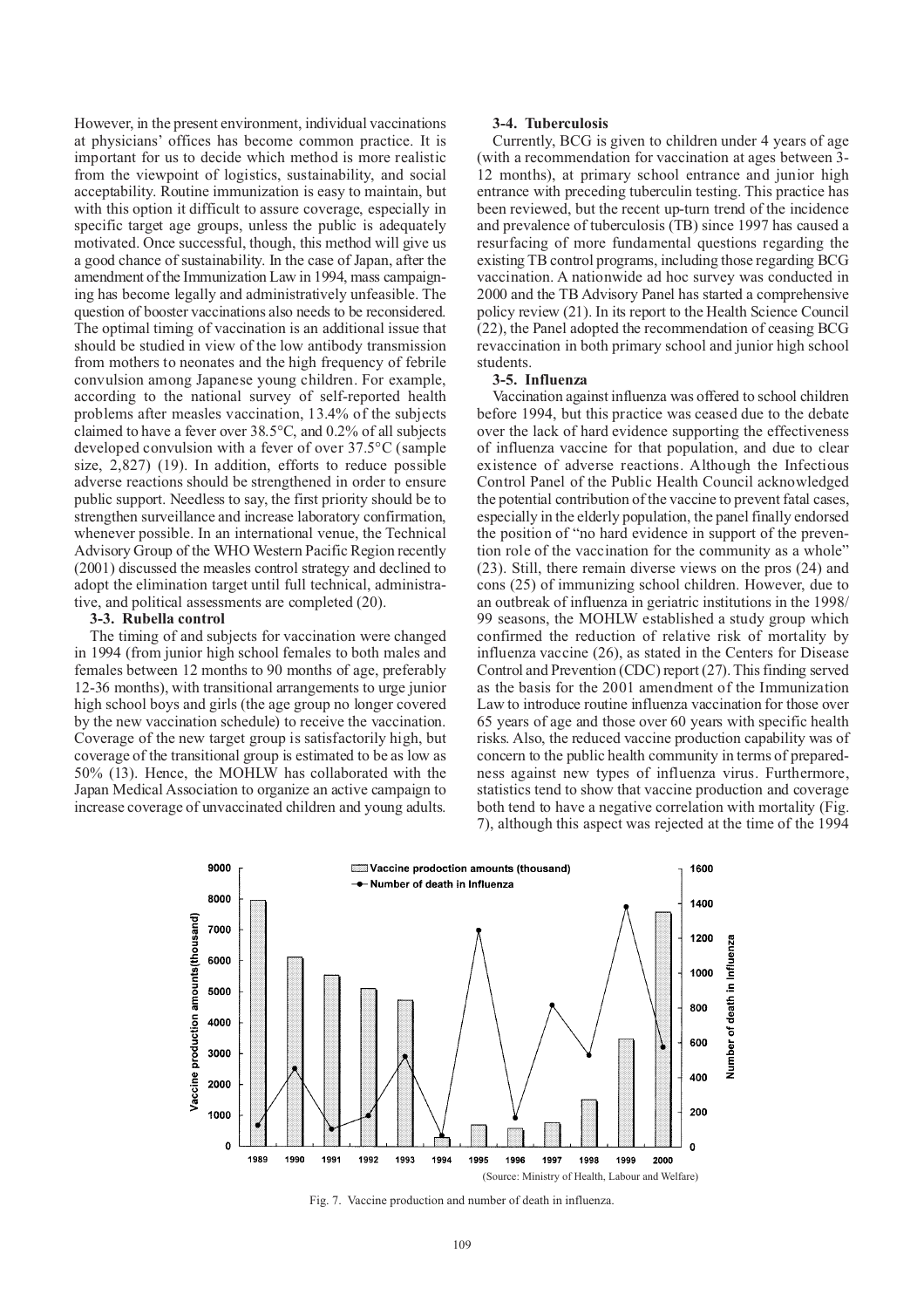However, in the present environment, individual vaccinations at physicians' offices has become common practice. It is important for us to decide which method is more realistic from the viewpoint of logistics, sustainability, and social acceptability. Routine immunization is easy to maintain, but with this option it difficult to assure coverage, especially in specific target age groups, unless the public is adequately motivated. Once successful, though, this method will give us a good chance of sustainability. In the case of Japan, after the amendment of the Immunization Law in 1994, mass campaigning has become legally and administratively unfeasible. The question of booster vaccinations also needs to be reconsidered. The optimal timing of vaccination is an additional issue that should be studied in view of the low antibody transmission from mothers to neonates and the high frequency of febrile convulsion among Japanese young children. For example, according to the national survey of self-reported health problems after measles vaccination, 13.4% of the subjects claimed to have a fever over 38.5°C, and 0.2% of all subjects developed convulsion with a fever of over 37.5°C (sample size, 2,827) (19). In addition, efforts to reduce possible adverse reactions should be strengthened in order to ensure public support. Needless to say, the first priority should be to strengthen surveillance and increase laboratory confirmation, whenever possible. In an international venue, the Technical Advisory Group of the WHO Western Pacific Region recently (2001) discussed the measles control strategy and declined to adopt the elimination target until full technical, administrative, and political assessments are completed (20).

**3-3. Rubella control**

The timing of and subjects for vaccination were changed in 1994 (from junior high school females to both males and females between 12 months to 90 months of age, preferably 12-36 months), with transitional arrangements to urge junior high school boys and girls (the age group no longer covered by the new vaccination schedule) to receive the vaccination. Coverage of the new target group is satisfactorily high, but coverage of the transitional group is estimated to be as low as 50% (13). Hence, the MOHLW has collaborated with the Japan Medical Association to organize an active campaign to increase coverage of unvaccinated children and young adults.

**3-4. Tuberculosis**

Currently, BCG is given to children under 4 years of age (with a recommendation for vaccination at ages between 3-12 months), at primary school entrance and junior high entrance with preceding tuberculin testing. This practice has been reviewed, but the recent up-turn trend of the incidence and prevalence of tuberculosis (TB) since 1997 has caused a resurfacing of more fundamental questions regarding the existing TB control programs, including those regarding BCG vaccination. A nationwide ad hoc survey was conducted in 2000 and the TB Advisory Panel has started a comprehensive policy review (21). In its report to the Health Science Council (22), the Panel adopted the recommendation of ceasing BCG revaccination in both primary school and junior high school students.

**3-5. Influenza**

Vaccination against influenza was offered to school children before 1994, but this practice was ceased due to the debate over the lack of hard evidence supporting the effectiveness of influenza vaccine for that population, and due to clear existence of adverse reactions. Although the Infectious Control Panel of the Public Health Council acknowledged the potential contribution of the vaccine to prevent fatal cases, especially in the elderly population, the panel finally endorsed the position of "no hard evidence in support of the prevention role of the vaccination for the community as a whole" (23). Still, there remain diverse views on the pros (24) and cons (25) of immunizing school children. However, due to an outbreak of influenza in geriatric institutions in the 1998/99 seasons, the MOHLW established a study group which confirmed the reduction of relative risk of mortality by influenza vaccine (26), as stated in the Centers for Disease Control and Prevention (CDC) report (27). This finding served as the basis for the 2001 amendment of the Immunization Law to introduce routine influenza vaccination for those over 65 years of age and those over 60 years with specific health risks. Also, the reduced vaccine production capability was of concern to the public health community in terms of preparedness against new types of influenza virus. Furthermore, statistics tend to show that vaccine production and coverage both tend to have a negative correlation with mortality (Fig. 7), although this aspect was rejected at the time of the 1994

(Source: Ministry of Health, Labour and Welfare)

Fig. 7. Vaccine production and number of death in influenza.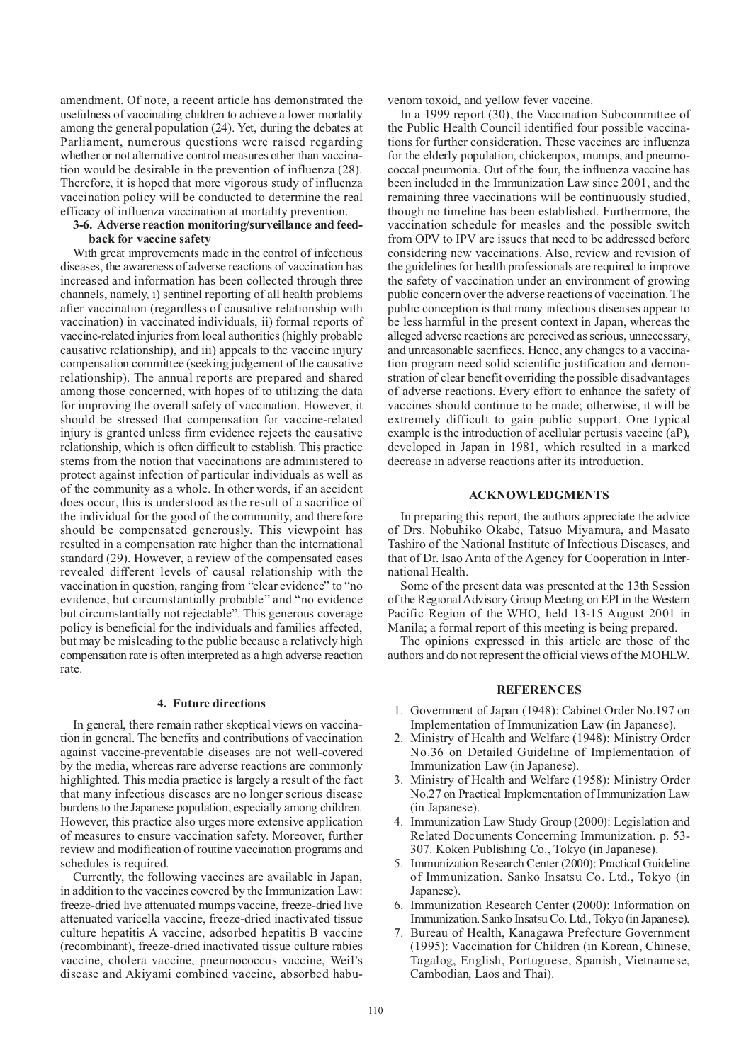amendment. Of note, a recent article has demonstrated the usefulness of vaccinating children to achieve a lower mortality among the general population (24). Yet, during the debates at Parliament, numerous questions were raised regarding whether or not alternative control measures other than vaccination would be desirable in the prevention of influenza (28). Therefore, it is hoped that more vigorous study of influenza vaccination policy will be conducted to determine the real efficacy of influenza vaccination at mortality prevention.

### 3-6. Adverse reaction monitoring/surveillance and feedback for vaccine safety

With great improvements made in the control of infectious diseases, the awareness of adverse reactions of vaccination has increased and information has been collected through three channels, namely, i) sentinel reporting of all health problems after vaccination (regardless of causative relationship with vaccination) in vaccinated individuals, ii) formal reports of vaccine-related injuries from local authorities (highly probable causative relationship), and iii) appeals to the vaccine injury compensation committee (seeking judgement of the causative relationship). The annual reports are prepared and shared among those concerned, with hopes of to utilizing the data for improving the overall safety of vaccination. However, it should be stressed that compensation for vaccine-related injury is granted unless firm evidence rejects the causative relationship, which is often difficult to establish. This practice stems from the notion that vaccinations are administered to protect against infection of particular individuals as well as of the community as a whole. In other words, if an accident does occur, this is understood as the result of a sacrifice of the individual for the good of the community, and therefore should be compensated generously. This viewpoint has resulted in a compensation rate higher than the international standard (29). However, a review of the compensated cases revealed different levels of causal relationship with the vaccination in question, ranging from "clear evidence" to "no evidence, but circumstantially probable" and "no evidence but circumstantially not rejectable". This generous coverage policy is beneficial for the individuals and families affected, but may be misleading to the public because a relatively high compensation rate is often interpreted as a high adverse reaction rate.

## 4. Future directions

In general, there remain rather skeptical views on vaccination in general. The benefits and contributions of vaccination against vaccine-preventable diseases are not well-covered by the media, whereas rare adverse reactions are commonly highlighted. This media practice is largely a result of the fact that many infectious diseases are no longer serious disease burdens to the Japanese population, especially among children. However, this practice also urges more extensive application of measures to ensure vaccination safety. Moreover, further review and modification of routine vaccination programs and schedules is required.

Currently, the following vaccines are available in Japan, in addition to the vaccines covered by the Immunization Law: freeze-dried live attenuated mumps vaccine, freeze-dried live attenuated varicella vaccine, freeze-dried inactivated tissue culture hepatitis A vaccine, adsorbed hepatitis B vaccine (recombinant), freeze-dried inactivated tissue culture rabies vaccine, cholera vaccine, pneumococcus vaccine, Weil's disease and Akiyami combined vaccine, absorbed habu-venom toxoid, and yellow fever vaccine.

In a 1999 report (30), the Vaccination Subcommittee of the Public Health Council identified four possible vaccinations for further consideration. These vaccines are influenza for the elderly population, chickenpox, mumps, and pneumococcal pneumonia. Out of the four, the influenza vaccine has been included in the Immunization Law since 2001, and the remaining three vaccinations will be continuously studied, though no timeline has been established. Furthermore, the vaccination schedule for measles and the possible switch from OPV to IPV are issues that need to be addressed before considering new vaccinations. Also, review and revision of the guidelines for health professionals are required to improve the safety of vaccination under an environment of growing public concern over the adverse reactions of vaccination. The public conception is that many infectious diseases appear to be less harmful in the present context in Japan, whereas the alleged adverse reactions are perceived as serious, unnecessary, and unreasonable sacrifices. Hence, any changes to a vaccination program need solid scientific justification and demonstration of clear benefit overriding the possible disadvantages of adverse reactions. Every effort to enhance the safety of vaccines should continue to be made; otherwise, it will be extremely difficult to gain public support. One typical example is the introduction of acellular pertussis vaccine (aP), developed in Japan in 1981, which resulted in a marked decrease in adverse reactions after its introduction.

## ACKNOWLEDGMENTS

In preparing this report, the authors appreciate the advice of Drs. Nobuhiko Okabe, Tatsuo Miyamura, and Masato Tashiro of the National Institute of Infectious Diseases, and that of Dr. Isao Arita of the Agency for Cooperation in International Health.

Some of the present data was presented at the 13th Session of the Regional Advisory Group Meeting on EPI in the Western Pacific Region of the WHO, held 13-15 August 2001 in Manila; a formal report of this meeting is being prepared.

The opinions expressed in this article are those of the authors and do not represent the official views of the MOHLW.

## REFERENCES

1. Government of Japan (1948): Cabinet Order No.197 on Implementation of Immunization Law (in Japanese).
2. Ministry of Health and Welfare (1948): Ministry Order No.36 on Detailed Guideline of Implementation of Immunization Law (in Japanese).
3. Ministry of Health and Welfare (1958): Ministry Order No.27 on Practical Implementation of Immunization Law (in Japanese).
4. Immunization Law Study Group (2000): Legislation and Related Documents Concerning Immunization. p. 53-307. Koken Publishing Co., Tokyo (in Japanese).
5. Immunization Research Center (2000): Practical Guideline of Immunization. Sanko Insatsu Co. Ltd., Tokyo (in Japanese).
6. Immunization Research Center (2000): Information on Immunization. Sanko Insatsu Co. Ltd., Tokyo (in Japanese).
7. Bureau of Health, Kanagawa Prefecture Government (1995): Vaccination for Children (in Korean, Chinese, Tagalog, English, Portuguese, Spanish, Vietnamese, Cambodian, Laos and Thai).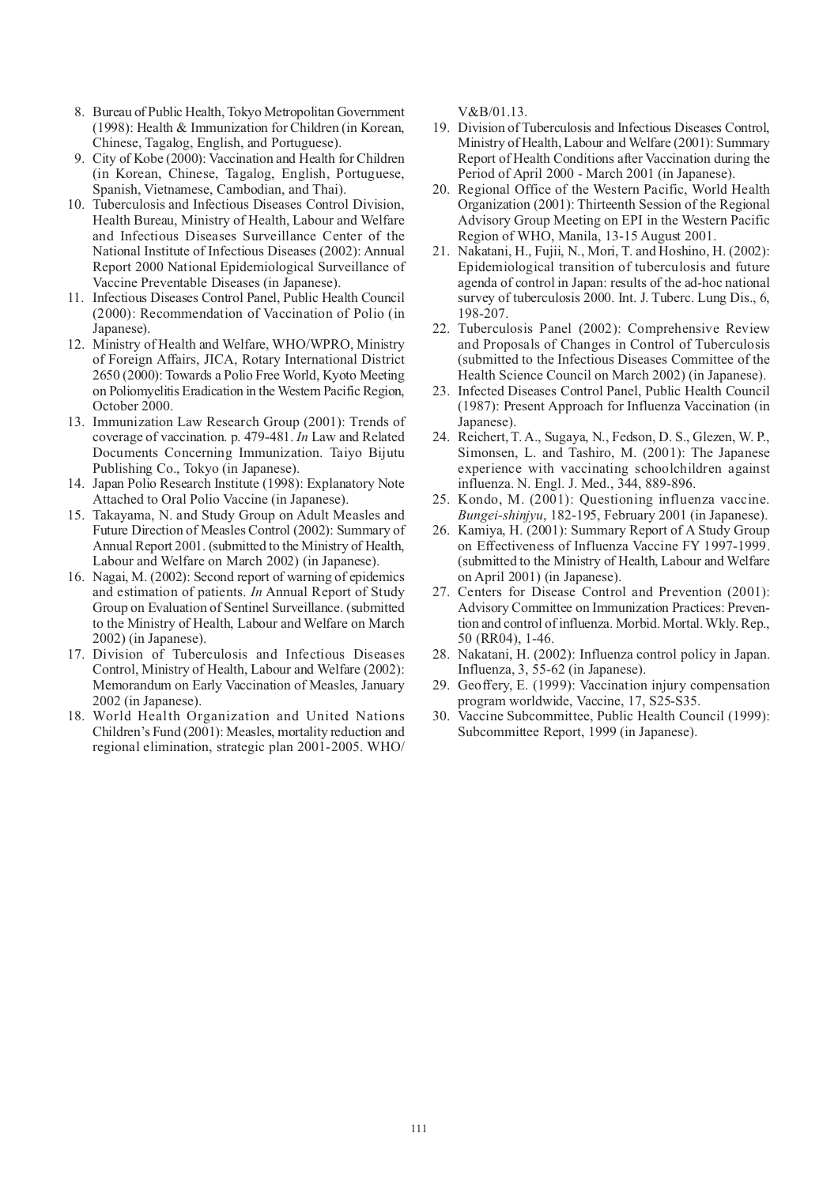8. Bureau of Public Health, Tokyo Metropolitan Government (1998): Health & Immunization for Children (in Korean, Chinese, Tagalog, English, and Portuguese).
9. City of Kobe (2000): Vaccination and Health for Children (in Korean, Chinese, Tagalog, English, Portuguese, Spanish, Vietnamese, Cambodian, and Thai).
10. Tuberculosis and Infectious Diseases Control Division, Health Bureau, Ministry of Health, Labour and Welfare and Infectious Diseases Surveillance Center of the National Institute of Infectious Diseases (2002): Annual Report 2000 National Epidemiological Surveillance of Vaccine Preventable Diseases (in Japanese).
11. Infectious Diseases Control Panel, Public Health Council (2000): Recommendation of Vaccination of Polio (in Japanese).
12. Ministry of Health and Welfare, WHO/WPRO, Ministry of Foreign Affairs, JICA, Rotary International District 2650 (2000): Towards a Polio Free World, Kyoto Meeting on Poliomyelitis Eradication in the Western Pacific Region, October 2000.
13. Immunization Law Research Group (2001): Trends of coverage of vaccination. p. 479-481. *In* Law and Related Documents Concerning Immunization. Taiyo Bijutu Publishing Co., Tokyo (in Japanese).
14. Japan Polio Research Institute (1998): Explanatory Note Attached to Oral Polio Vaccine (in Japanese).
15. Takayama, N. and Study Group on Adult Measles and Future Direction of Measles Control (2002): Summary of Annual Report 2001. (submitted to the Ministry of Health, Labour and Welfare on March 2002) (in Japanese).
16. Nagai, M. (2002): Second report of warning of epidemics and estimation of patients. *In* Annual Report of Study Group on Evaluation of Sentinel Surveillance. (submitted to the Ministry of Health, Labour and Welfare on March 2002) (in Japanese).
17. Division of Tuberculosis and Infectious Diseases Control, Ministry of Health, Labour and Welfare (2002): Memorandum on Early Vaccination of Measles, January 2002 (in Japanese).
18. World Health Organization and United Nations Children's Fund (2001): Measles, mortality reduction and regional elimination, strategic plan 2001-2005. WHO/V&B/01.13.
19. Division of Tuberculosis and Infectious Diseases Control, Ministry of Health, Labour and Welfare (2001): Summary Report of Health Conditions after Vaccination during the Period of April 2000 - March 2001 (in Japanese).
20. Regional Office of the Western Pacific, World Health Organization (2001): Thirteenth Session of the Regional Advisory Group Meeting on EPI in the Western Pacific Region of WHO, Manila, 13-15 August 2001.
21. Nakatani, H., Fujii, N., Mori, T. and Hoshino, H. (2002): Epidemiological transition of tuberculosis and future agenda of control in Japan: results of the ad-hoc national survey of tuberculosis 2000. Int. J. Tuberc. Lung Dis., 6, 198-207.
22. Tuberculosis Panel (2002): Comprehensive Review and Proposals of Changes in Control of Tuberculosis (submitted to the Infectious Diseases Committee of the Health Science Council on March 2002) (in Japanese).
23. Infected Diseases Control Panel, Public Health Council (1987): Present Approach for Influenza Vaccination (in Japanese).
24. Reichert, T. A., Sugaya, N., Fedson, D. S., Glezen, W. P., Simonsen, L. and Tashiro, M. (2001): The Japanese experience with vaccinating schoolchildren against influenza. N. Engl. J. Med., 344, 889-896.
25. Kondo, M. (2001): Questioning influenza vaccine. *Bungei-shinjyu*, 182-195, February 2001 (in Japanese).
26. Kamiya, H. (2001): Summary Report of A Study Group on Effectiveness of Influenza Vaccine FY 1997-1999. (submitted to the Ministry of Health, Labour and Welfare on April 2001) (in Japanese).
27. Centers for Disease Control and Prevention (2001): Advisory Committee on Immunization Practices: Prevention and control of influenza. Morbid. Mortal. Wkly. Rep., 50 (RR04), 1-46.
28. Nakatani, H. (2002): Influenza control policy in Japan. Influenza, 3, 55-62 (in Japanese).
29. Geoffery, E. (1999): Vaccination injury compensation program worldwide, Vaccine, 17, S25-S35.
30. Vaccine Subcommittee, Public Health Council (1999): Subcommittee Report, 1999 (in Japanese).